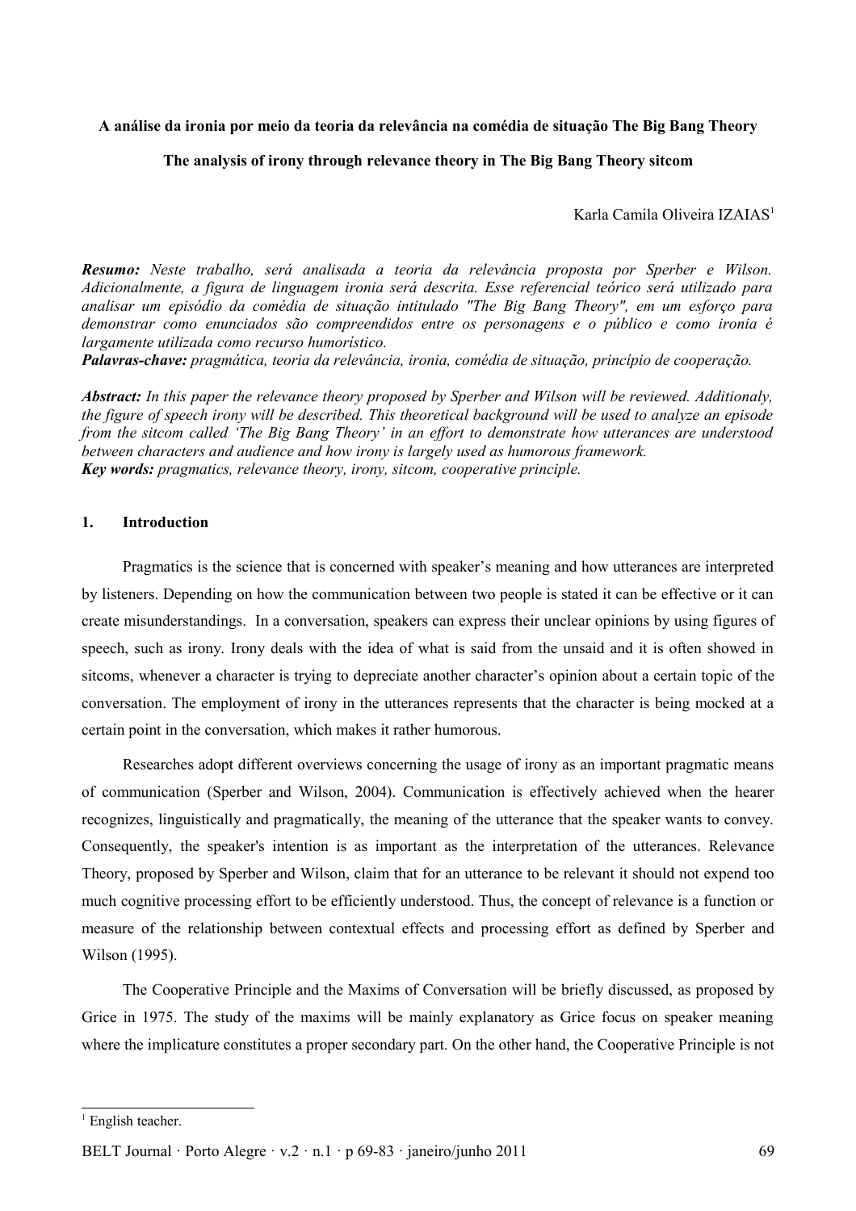# A análise da ironia por meio da teoria da relevância na comédia de situação The Big Bang Theory

## The analysis of irony through relevance theory in The Big Bang Theory sitcom

Karla Camila Oliveira IZAIAS[1]

***Resumo:*** *Neste trabalho, será analisada a teoria da relevância proposta por Sperber e Wilson. Adicionalmente, a figura de linguagem ironia será descrita. Esse referencial teórico será utilizado para analisar um episódio da comédia de situação intitulado "The Big Bang Theory", em um esforço para demonstrar como enunciados são compreendidos entre os personagens e o público e como ironia é largamente utilizada como recurso humorístico.*
***Palavras-chave:*** *pragmática, teoria da relevância, ironia, comédia de situação, princípio de cooperação.*

***Abstract:*** *In this paper the relevance theory proposed by Sperber and Wilson will be reviewed. Additionaly, the figure of speech irony will be described. This theoretical background will be used to analyze an episode from the sitcom called 'The Big Bang Theory' in an effort to demonstrate how utterances are understood between characters and audience and how irony is largely used as humorous framework.*
***Key words:*** *pragmatics, relevance theory, irony, sitcom, cooperative principle.*

## 1. Introduction

Pragmatics is the science that is concerned with speaker's meaning and how utterances are interpreted by listeners. Depending on how the communication between two people is stated it can be effective or it can create misunderstandings. In a conversation, speakers can express their unclear opinions by using figures of speech, such as irony. Irony deals with the idea of what is said from the unsaid and it is often showed in sitcoms, whenever a character is trying to depreciate another character's opinion about a certain topic of the conversation. The employment of irony in the utterances represents that the character is being mocked at a certain point in the conversation, which makes it rather humorous.

Researches adopt different overviews concerning the usage of irony as an important pragmatic means of communication (Sperber and Wilson, 2004). Communication is effectively achieved when the hearer recognizes, linguistically and pragmatically, the meaning of the utterance that the speaker wants to convey. Consequently, the speaker's intention is as important as the interpretation of the utterances. Relevance Theory, proposed by Sperber and Wilson, claim that for an utterance to be relevant it should not expend too much cognitive processing effort to be efficiently understood. Thus, the concept of relevance is a function or measure of the relationship between contextual effects and processing effort as defined by Sperber and Wilson (1995).

The Cooperative Principle and the Maxims of Conversation will be briefly discussed, as proposed by Grice in 1975. The study of the maxims will be mainly explanatory as Grice focus on speaker meaning where the implicature constitutes a proper secondary part. On the other hand, the Cooperative Principle is not

[1] English teacher.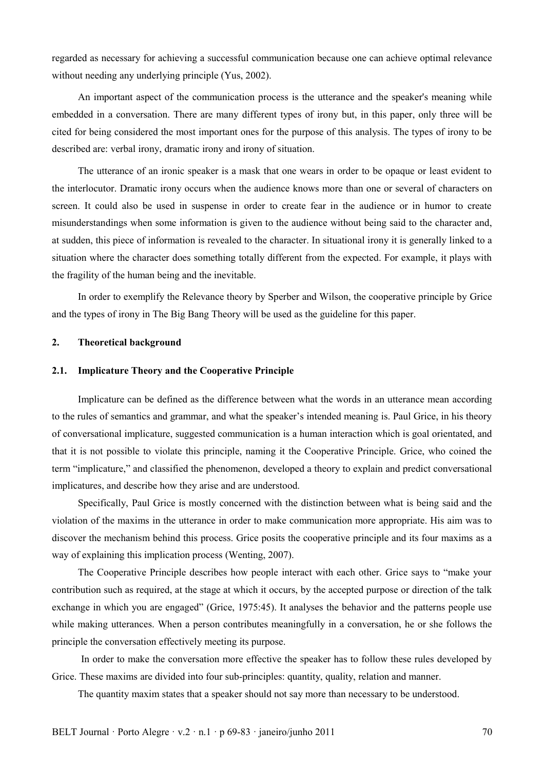regarded as necessary for achieving a successful communication because one can achieve optimal relevance without needing any underlying principle (Yus, 2002).

An important aspect of the communication process is the utterance and the speaker's meaning while embedded in a conversation. There are many different types of irony but, in this paper, only three will be cited for being considered the most important ones for the purpose of this analysis. The types of irony to be described are: verbal irony, dramatic irony and irony of situation.

The utterance of an ironic speaker is a mask that one wears in order to be opaque or least evident to the interlocutor. Dramatic irony occurs when the audience knows more than one or several of characters on screen. It could also be used in suspense in order to create fear in the audience or in humor to create misunderstandings when some information is given to the audience without being said to the character and, at sudden, this piece of information is revealed to the character. In situational irony it is generally linked to a situation where the character does something totally different from the expected. For example, it plays with the fragility of the human being and the inevitable.

In order to exemplify the Relevance theory by Sperber and Wilson, the cooperative principle by Grice and the types of irony in The Big Bang Theory will be used as the guideline for this paper.

## 2. Theoretical background

### 2.1. Implicature Theory and the Cooperative Principle

Implicature can be defined as the difference between what the words in an utterance mean according to the rules of semantics and grammar, and what the speaker's intended meaning is. Paul Grice, in his theory of conversational implicature, suggested communication is a human interaction which is goal orientated, and that it is not possible to violate this principle, naming it the Cooperative Principle. Grice, who coined the term "implicature," and classified the phenomenon, developed a theory to explain and predict conversational implicatures, and describe how they arise and are understood.

Specifically, Paul Grice is mostly concerned with the distinction between what is being said and the violation of the maxims in the utterance in order to make communication more appropriate. His aim was to discover the mechanism behind this process. Grice posits the cooperative principle and its four maxims as a way of explaining this implication process (Wenting, 2007).

The Cooperative Principle describes how people interact with each other. Grice says to "make your contribution such as required, at the stage at which it occurs, by the accepted purpose or direction of the talk exchange in which you are engaged" (Grice, 1975:45). It analyses the behavior and the patterns people use while making utterances. When a person contributes meaningfully in a conversation, he or she follows the principle the conversation effectively meeting its purpose.

In order to make the conversation more effective the speaker has to follow these rules developed by Grice. These maxims are divided into four sub-principles: quantity, quality, relation and manner.

The quantity maxim states that a speaker should not say more than necessary to be understood.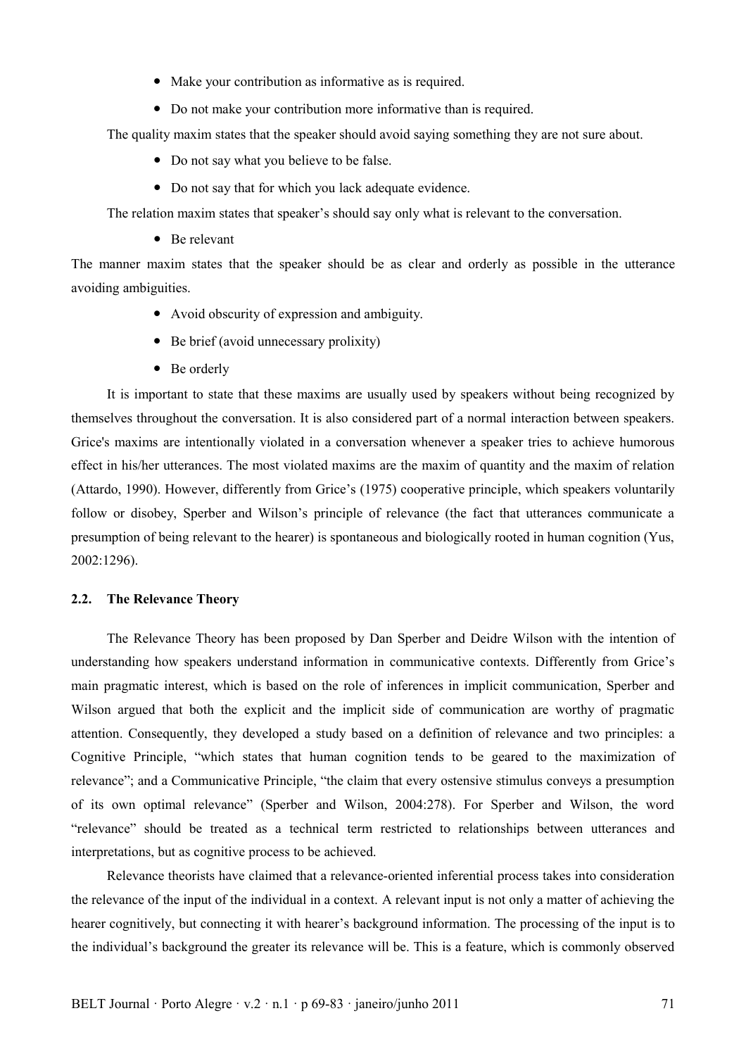- Make your contribution as informative as is required.
- Do not make your contribution more informative than is required.

The quality maxim states that the speaker should avoid saying something they are not sure about.

- Do not say what you believe to be false.
- Do not say that for which you lack adequate evidence.

The relation maxim states that speaker's should say only what is relevant to the conversation.

- Be relevant

The manner maxim states that the speaker should be as clear and orderly as possible in the utterance avoiding ambiguities.

- Avoid obscurity of expression and ambiguity.
- Be brief (avoid unnecessary prolixity)
- Be orderly

It is important to state that these maxims are usually used by speakers without being recognized by themselves throughout the conversation. It is also considered part of a normal interaction between speakers. Grice's maxims are intentionally violated in a conversation whenever a speaker tries to achieve humorous effect in his/her utterances. The most violated maxims are the maxim of quantity and the maxim of relation (Attardo, 1990). However, differently from Grice's (1975) cooperative principle, which speakers voluntarily follow or disobey, Sperber and Wilson's principle of relevance (the fact that utterances communicate a presumption of being relevant to the hearer) is spontaneous and biologically rooted in human cognition (Yus, 2002:1296).

### 2.2. The Relevance Theory

The Relevance Theory has been proposed by Dan Sperber and Deidre Wilson with the intention of understanding how speakers understand information in communicative contexts. Differently from Grice's main pragmatic interest, which is based on the role of inferences in implicit communication, Sperber and Wilson argued that both the explicit and the implicit side of communication are worthy of pragmatic attention. Consequently, they developed a study based on a definition of relevance and two principles: a Cognitive Principle, "which states that human cognition tends to be geared to the maximization of relevance"; and a Communicative Principle, "the claim that every ostensive stimulus conveys a presumption of its own optimal relevance" (Sperber and Wilson, 2004:278). For Sperber and Wilson, the word "relevance" should be treated as a technical term restricted to relationships between utterances and interpretations, but as cognitive process to be achieved.

Relevance theorists have claimed that a relevance-oriented inferential process takes into consideration the relevance of the input of the individual in a context. A relevant input is not only a matter of achieving the hearer cognitively, but connecting it with hearer's background information. The processing of the input is to the individual's background the greater its relevance will be. This is a feature, which is commonly observed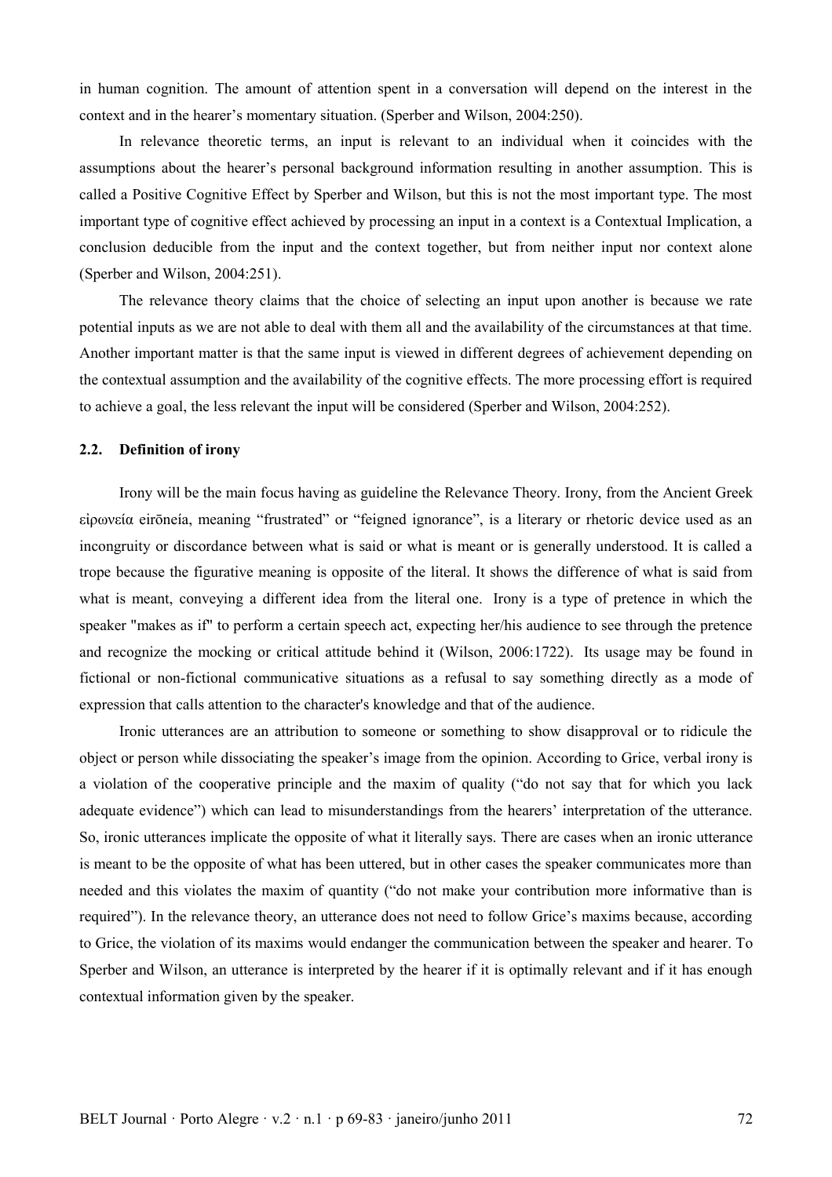in human cognition. The amount of attention spent in a conversation will depend on the interest in the context and in the hearer's momentary situation. (Sperber and Wilson, 2004:250).

In relevance theoretic terms, an input is relevant to an individual when it coincides with the assumptions about the hearer's personal background information resulting in another assumption. This is called a Positive Cognitive Effect by Sperber and Wilson, but this is not the most important type. The most important type of cognitive effect achieved by processing an input in a context is a Contextual Implication, a conclusion deducible from the input and the context together, but from neither input nor context alone (Sperber and Wilson, 2004:251).

The relevance theory claims that the choice of selecting an input upon another is because we rate potential inputs as we are not able to deal with them all and the availability of the circumstances at that time. Another important matter is that the same input is viewed in different degrees of achievement depending on the contextual assumption and the availability of the cognitive effects. The more processing effort is required to achieve a goal, the less relevant the input will be considered (Sperber and Wilson, 2004:252).

## 2.2. Definition of irony

Irony will be the main focus having as guideline the Relevance Theory. Irony, from the Ancient Greek εἰρωνεία eirōneía, meaning "frustrated" or "feigned ignorance", is a literary or rhetoric device used as an incongruity or discordance between what is said or what is meant or is generally understood. It is called a trope because the figurative meaning is opposite of the literal. It shows the difference of what is said from what is meant, conveying a different idea from the literal one. Irony is a type of pretence in which the speaker "makes as if" to perform a certain speech act, expecting her/his audience to see through the pretence and recognize the mocking or critical attitude behind it (Wilson, 2006:1722). Its usage may be found in fictional or non-fictional communicative situations as a refusal to say something directly as a mode of expression that calls attention to the character's knowledge and that of the audience.

Ironic utterances are an attribution to someone or something to show disapproval or to ridicule the object or person while dissociating the speaker's image from the opinion. According to Grice, verbal irony is a violation of the cooperative principle and the maxim of quality ("do not say that for which you lack adequate evidence") which can lead to misunderstandings from the hearers' interpretation of the utterance. So, ironic utterances implicate the opposite of what it literally says. There are cases when an ironic utterance is meant to be the opposite of what has been uttered, but in other cases the speaker communicates more than needed and this violates the maxim of quantity ("do not make your contribution more informative than is required"). In the relevance theory, an utterance does not need to follow Grice's maxims because, according to Grice, the violation of its maxims would endanger the communication between the speaker and hearer. To Sperber and Wilson, an utterance is interpreted by the hearer if it is optimally relevant and if it has enough contextual information given by the speaker.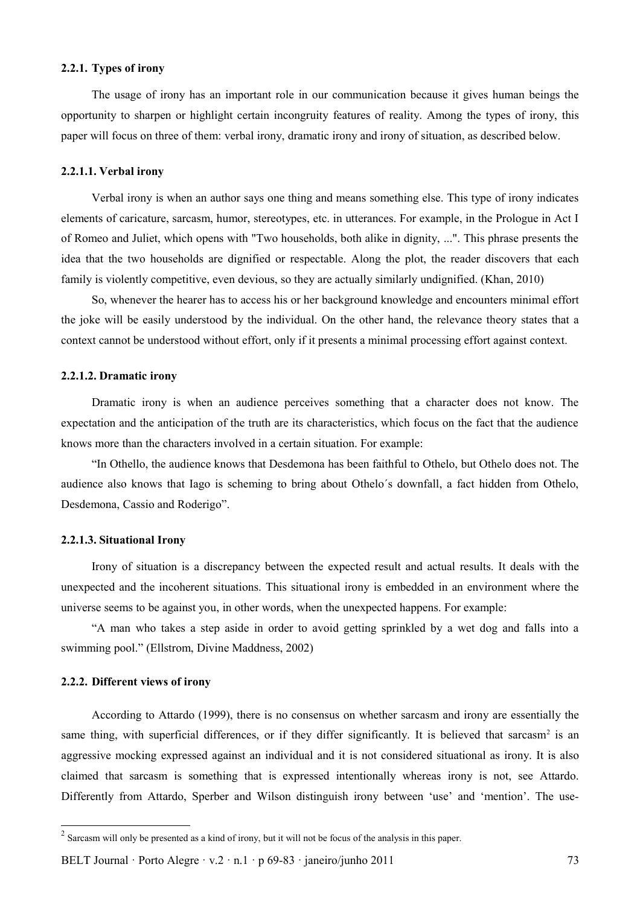### 2.2.1. Types of irony

The usage of irony has an important role in our communication because it gives human beings the opportunity to sharpen or highlight certain incongruity features of reality. Among the types of irony, this paper will focus on three of them: verbal irony, dramatic irony and irony of situation, as described below.

#### 2.2.1.1. Verbal irony

Verbal irony is when an author says one thing and means something else. This type of irony indicates elements of caricature, sarcasm, humor, stereotypes, etc. in utterances. For example, in the Prologue in Act I of Romeo and Juliet, which opens with "Two households, both alike in dignity, ...". This phrase presents the idea that the two households are dignified or respectable. Along the plot, the reader discovers that each family is violently competitive, even devious, so they are actually similarly undignified. (Khan, 2010)

So, whenever the hearer has to access his or her background knowledge and encounters minimal effort the joke will be easily understood by the individual. On the other hand, the relevance theory states that a context cannot be understood without effort, only if it presents a minimal processing effort against context.

#### 2.2.1.2. Dramatic irony

Dramatic irony is when an audience perceives something that a character does not know. The expectation and the anticipation of the truth are its characteristics, which focus on the fact that the audience knows more than the characters involved in a certain situation. For example:

"In Othello, the audience knows that Desdemona has been faithful to Othelo, but Othelo does not. The audience also knows that Iago is scheming to bring about Othelo´s downfall, a fact hidden from Othelo, Desdemona, Cassio and Roderigo".

#### 2.2.1.3. Situational Irony

Irony of situation is a discrepancy between the expected result and actual results. It deals with the unexpected and the incoherent situations. This situational irony is embedded in an environment where the universe seems to be against you, in other words, when the unexpected happens. For example:

"A man who takes a step aside in order to avoid getting sprinkled by a wet dog and falls into a swimming pool." (Ellstrom, Divine Maddness, 2002)

### 2.2.2. Different views of irony

According to Attardo (1999), there is no consensus on whether sarcasm and irony are essentially the same thing, with superficial differences, or if they differ significantly. It is believed that sarcasm[2] is an aggressive mocking expressed against an individual and it is not considered situational as irony. It is also claimed that sarcasm is something that is expressed intentionally whereas irony is not, see Attardo. Differently from Attardo, Sperber and Wilson distinguish irony between 'use' and 'mention'. The use-

[2] Sarcasm will only be presented as a kind of irony, but it will not be focus of the analysis in this paper.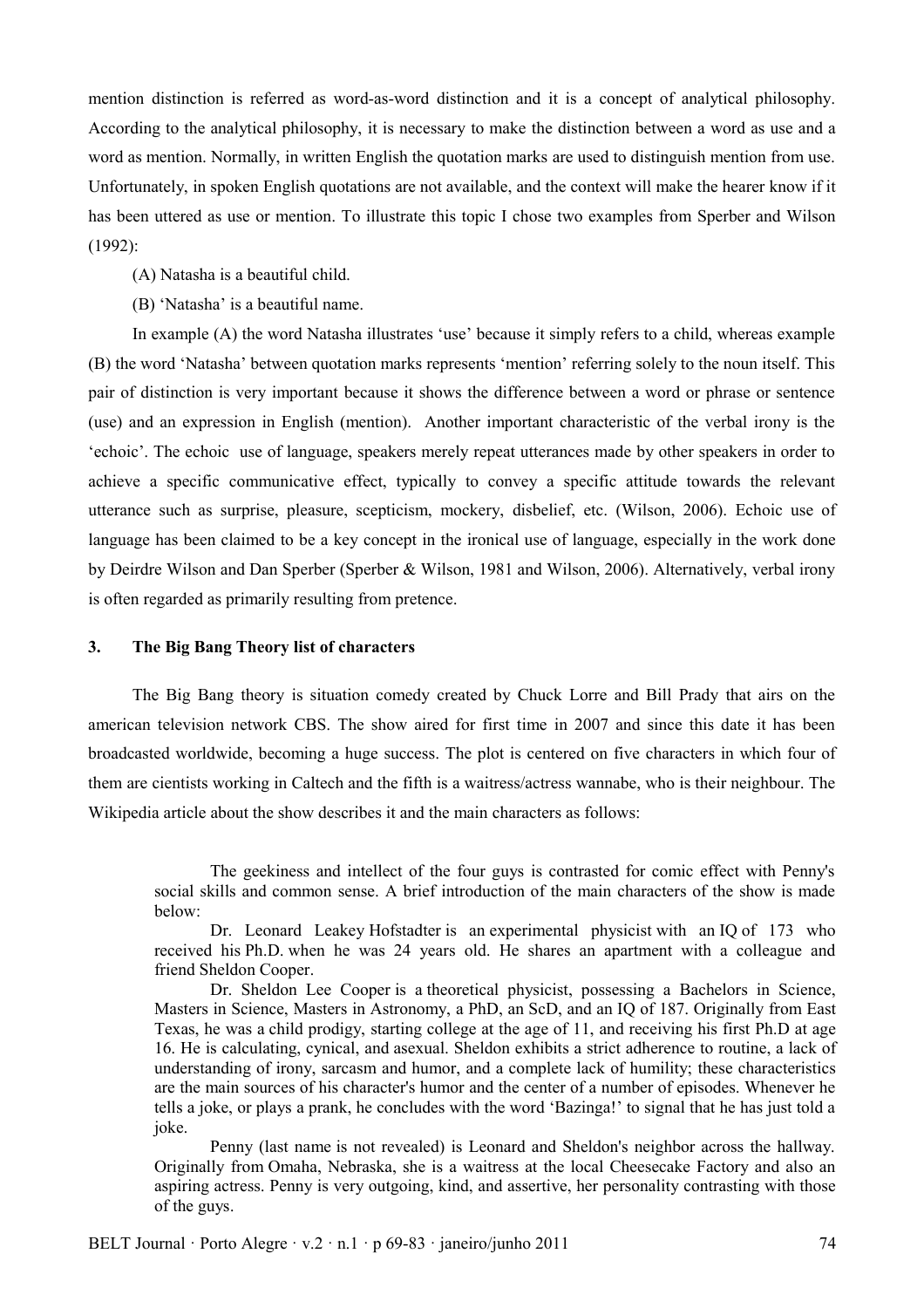mention distinction is referred as word-as-word distinction and it is a concept of analytical philosophy. According to the analytical philosophy, it is necessary to make the distinction between a word as use and a word as mention. Normally, in written English the quotation marks are used to distinguish mention from use. Unfortunately, in spoken English quotations are not available, and the context will make the hearer know if it has been uttered as use or mention. To illustrate this topic I chose two examples from Sperber and Wilson (1992):

(A) Natasha is a beautiful child.

(B) 'Natasha' is a beautiful name.

In example (A) the word Natasha illustrates 'use' because it simply refers to a child, whereas example (B) the word 'Natasha' between quotation marks represents 'mention' referring solely to the noun itself. This pair of distinction is very important because it shows the difference between a word or phrase or sentence (use) and an expression in English (mention). Another important characteristic of the verbal irony is the 'echoic'. The echoic use of language, speakers merely repeat utterances made by other speakers in order to achieve a specific communicative effect, typically to convey a specific attitude towards the relevant utterance such as surprise, pleasure, scepticism, mockery, disbelief, etc. (Wilson, 2006). Echoic use of language has been claimed to be a key concept in the ironical use of language, especially in the work done by Deirdre Wilson and Dan Sperber (Sperber & Wilson, 1981 and Wilson, 2006). Alternatively, verbal irony is often regarded as primarily resulting from pretence.

## 3. The Big Bang Theory list of characters

The Big Bang theory is situation comedy created by Chuck Lorre and Bill Prady that airs on the american television network CBS. The show aired for first time in 2007 and since this date it has been broadcasted worldwide, becoming a huge success. The plot is centered on five characters in which four of them are cientists working in Caltech and the fifth is a waitress/actress wannabe, who is their neighbour. The Wikipedia article about the show describes it and the main characters as follows:

> The geekiness and intellect of the four guys is contrasted for comic effect with Penny's social skills and common sense. A brief introduction of the main characters of the show is made below:
>
> Dr. Leonard Leakey Hofstadter is an experimental physicist with an IQ of 173 who received his Ph.D. when he was 24 years old. He shares an apartment with a colleague and friend Sheldon Cooper.
>
> Dr. Sheldon Lee Cooper is a theoretical physicist, possessing a Bachelors in Science, Masters in Science, Masters in Astronomy, a PhD, an ScD, and an IQ of 187. Originally from East Texas, he was a child prodigy, starting college at the age of 11, and receiving his first Ph.D at age 16. He is calculating, cynical, and asexual. Sheldon exhibits a strict adherence to routine, a lack of understanding of irony, sarcasm and humor, and a complete lack of humility; these characteristics are the main sources of his character's humor and the center of a number of episodes. Whenever he tells a joke, or plays a prank, he concludes with the word 'Bazinga!' to signal that he has just told a joke.
>
> Penny (last name is not revealed) is Leonard and Sheldon's neighbor across the hallway. Originally from Omaha, Nebraska, she is a waitress at the local Cheesecake Factory and also an aspiring actress. Penny is very outgoing, kind, and assertive, her personality contrasting with those of the guys.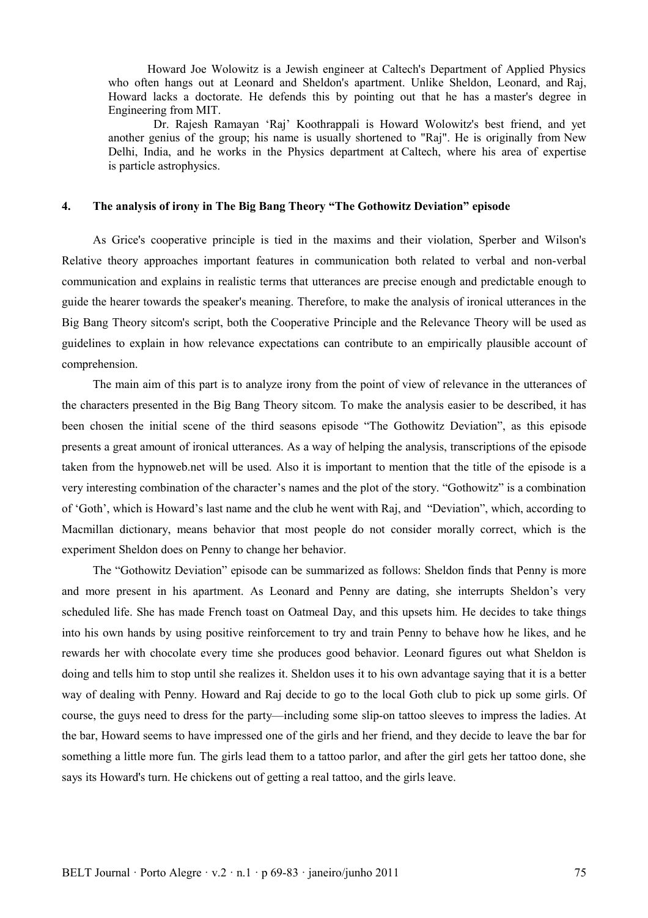Howard Joe Wolowitz is a Jewish engineer at Caltech's Department of Applied Physics who often hangs out at Leonard and Sheldon's apartment. Unlike Sheldon, Leonard, and Raj, Howard lacks a doctorate. He defends this by pointing out that he has a master's degree in Engineering from MIT.

Dr. Rajesh Ramayan 'Raj' Koothrappali is Howard Wolowitz's best friend, and yet another genius of the group; his name is usually shortened to "Raj". He is originally from New Delhi, India, and he works in the Physics department at Caltech, where his area of expertise is particle astrophysics.

## 4. The analysis of irony in The Big Bang Theory "The Gothowitz Deviation" episode

As Grice's cooperative principle is tied in the maxims and their violation, Sperber and Wilson's Relative theory approaches important features in communication both related to verbal and non-verbal communication and explains in realistic terms that utterances are precise enough and predictable enough to guide the hearer towards the speaker's meaning. Therefore, to make the analysis of ironical utterances in the Big Bang Theory sitcom's script, both the Cooperative Principle and the Relevance Theory will be used as guidelines to explain in how relevance expectations can contribute to an empirically plausible account of comprehension.

The main aim of this part is to analyze irony from the point of view of relevance in the utterances of the characters presented in the Big Bang Theory sitcom. To make the analysis easier to be described, it has been chosen the initial scene of the third seasons episode "The Gothowitz Deviation", as this episode presents a great amount of ironical utterances. As a way of helping the analysis, transcriptions of the episode taken from the hypnoweb.net will be used. Also it is important to mention that the title of the episode is a very interesting combination of the character's names and the plot of the story. "Gothowitz" is a combination of 'Goth', which is Howard's last name and the club he went with Raj, and "Deviation", which, according to Macmillan dictionary, means behavior that most people do not consider morally correct, which is the experiment Sheldon does on Penny to change her behavior.

The "Gothowitz Deviation" episode can be summarized as follows: Sheldon finds that Penny is more and more present in his apartment. As Leonard and Penny are dating, she interrupts Sheldon's very scheduled life. She has made French toast on Oatmeal Day, and this upsets him. He decides to take things into his own hands by using positive reinforcement to try and train Penny to behave how he likes, and he rewards her with chocolate every time she produces good behavior. Leonard figures out what Sheldon is doing and tells him to stop until she realizes it. Sheldon uses it to his own advantage saying that it is a better way of dealing with Penny. Howard and Raj decide to go to the local Goth club to pick up some girls. Of course, the guys need to dress for the party—including some slip-on tattoo sleeves to impress the ladies. At the bar, Howard seems to have impressed one of the girls and her friend, and they decide to leave the bar for something a little more fun. The girls lead them to a tattoo parlor, and after the girl gets her tattoo done, she says its Howard's turn. He chickens out of getting a real tattoo, and the girls leave.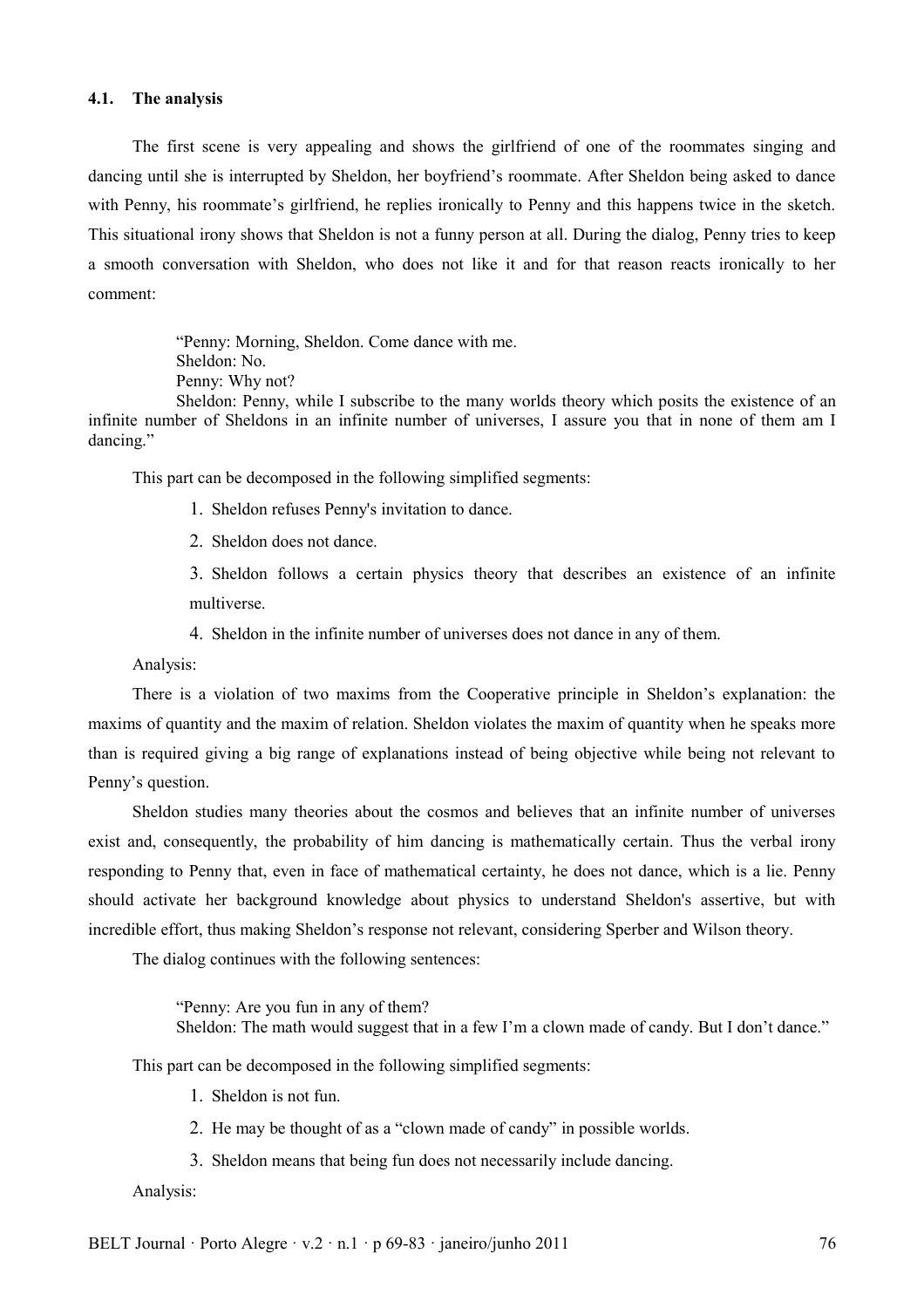### 4.1. The analysis

The first scene is very appealing and shows the girlfriend of one of the roommates singing and dancing until she is interrupted by Sheldon, her boyfriend's roommate. After Sheldon being asked to dance with Penny, his roommate's girlfriend, he replies ironically to Penny and this happens twice in the sketch. This situational irony shows that Sheldon is not a funny person at all. During the dialog, Penny tries to keep a smooth conversation with Sheldon, who does not like it and for that reason reacts ironically to her comment:

> "Penny: Morning, Sheldon. Come dance with me.
> Sheldon: No.
> Penny: Why not?
> Sheldon: Penny, while I subscribe to the many worlds theory which posits the existence of an infinite number of Sheldons in an infinite number of universes, I assure you that in none of them am I dancing."

This part can be decomposed in the following simplified segments:

1. Sheldon refuses Penny's invitation to dance.
2. Sheldon does not dance.
3. Sheldon follows a certain physics theory that describes an existence of an infinite multiverse.
4. Sheldon in the infinite number of universes does not dance in any of them.

Analysis:

There is a violation of two maxims from the Cooperative principle in Sheldon's explanation: the maxims of quantity and the maxim of relation. Sheldon violates the maxim of quantity when he speaks more than is required giving a big range of explanations instead of being objective while being not relevant to Penny's question.

Sheldon studies many theories about the cosmos and believes that an infinite number of universes exist and, consequently, the probability of him dancing is mathematically certain. Thus the verbal irony responding to Penny that, even in face of mathematical certainty, he does not dance, which is a lie. Penny should activate her background knowledge about physics to understand Sheldon's assertive, but with incredible effort, thus making Sheldon's response not relevant, considering Sperber and Wilson theory.

The dialog continues with the following sentences:

> "Penny: Are you fun in any of them?
> Sheldon: The math would suggest that in a few I'm a clown made of candy. But I don't dance."

This part can be decomposed in the following simplified segments:

1. Sheldon is not fun.
2. He may be thought of as a "clown made of candy" in possible worlds.
3. Sheldon means that being fun does not necessarily include dancing.

Analysis: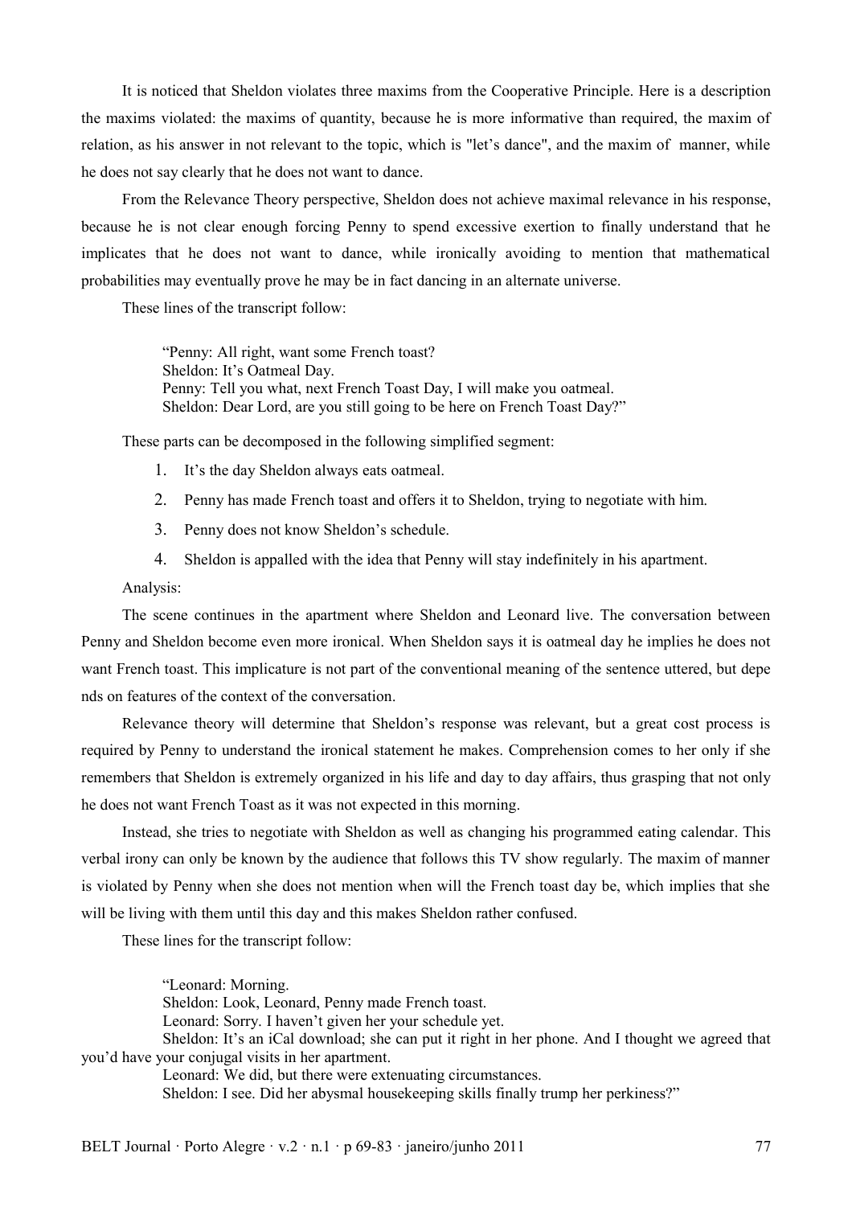It is noticed that Sheldon violates three maxims from the Cooperative Principle. Here is a description the maxims violated: the maxims of quantity, because he is more informative than required, the maxim of relation, as his answer in not relevant to the topic, which is "let's dance", and the maxim of manner, while he does not say clearly that he does not want to dance.

From the Relevance Theory perspective, Sheldon does not achieve maximal relevance in his response, because he is not clear enough forcing Penny to spend excessive exertion to finally understand that he implicates that he does not want to dance, while ironically avoiding to mention that mathematical probabilities may eventually prove he may be in fact dancing in an alternate universe.

These lines of the transcript follow:

> "Penny: All right, want some French toast?
> Sheldon: It's Oatmeal Day.
> Penny: Tell you what, next French Toast Day, I will make you oatmeal.
> Sheldon: Dear Lord, are you still going to be here on French Toast Day?"

These parts can be decomposed in the following simplified segment:

1. It's the day Sheldon always eats oatmeal.
2. Penny has made French toast and offers it to Sheldon, trying to negotiate with him.
3. Penny does not know Sheldon's schedule.
4. Sheldon is appalled with the idea that Penny will stay indefinitely in his apartment.

Analysis:

The scene continues in the apartment where Sheldon and Leonard live. The conversation between Penny and Sheldon become even more ironical. When Sheldon says it is oatmeal day he implies he does not want French toast. This implicature is not part of the conventional meaning of the sentence uttered, but depe nds on features of the context of the conversation.

Relevance theory will determine that Sheldon's response was relevant, but a great cost process is required by Penny to understand the ironical statement he makes. Comprehension comes to her only if she remembers that Sheldon is extremely organized in his life and day to day affairs, thus grasping that not only he does not want French Toast as it was not expected in this morning.

Instead, she tries to negotiate with Sheldon as well as changing his programmed eating calendar. This verbal irony can only be known by the audience that follows this TV show regularly. The maxim of manner is violated by Penny when she does not mention when will the French toast day be, which implies that she will be living with them until this day and this makes Sheldon rather confused.

These lines for the transcript follow:

> "Leonard: Morning.
> Sheldon: Look, Leonard, Penny made French toast.
> Leonard: Sorry. I haven't given her your schedule yet.
> Sheldon: It's an iCal download; she can put it right in her phone. And I thought we agreed that you'd have your conjugal visits in her apartment.
> Leonard: We did, but there were extenuating circumstances.
> Sheldon: I see. Did her abysmal housekeeping skills finally trump her perkiness?"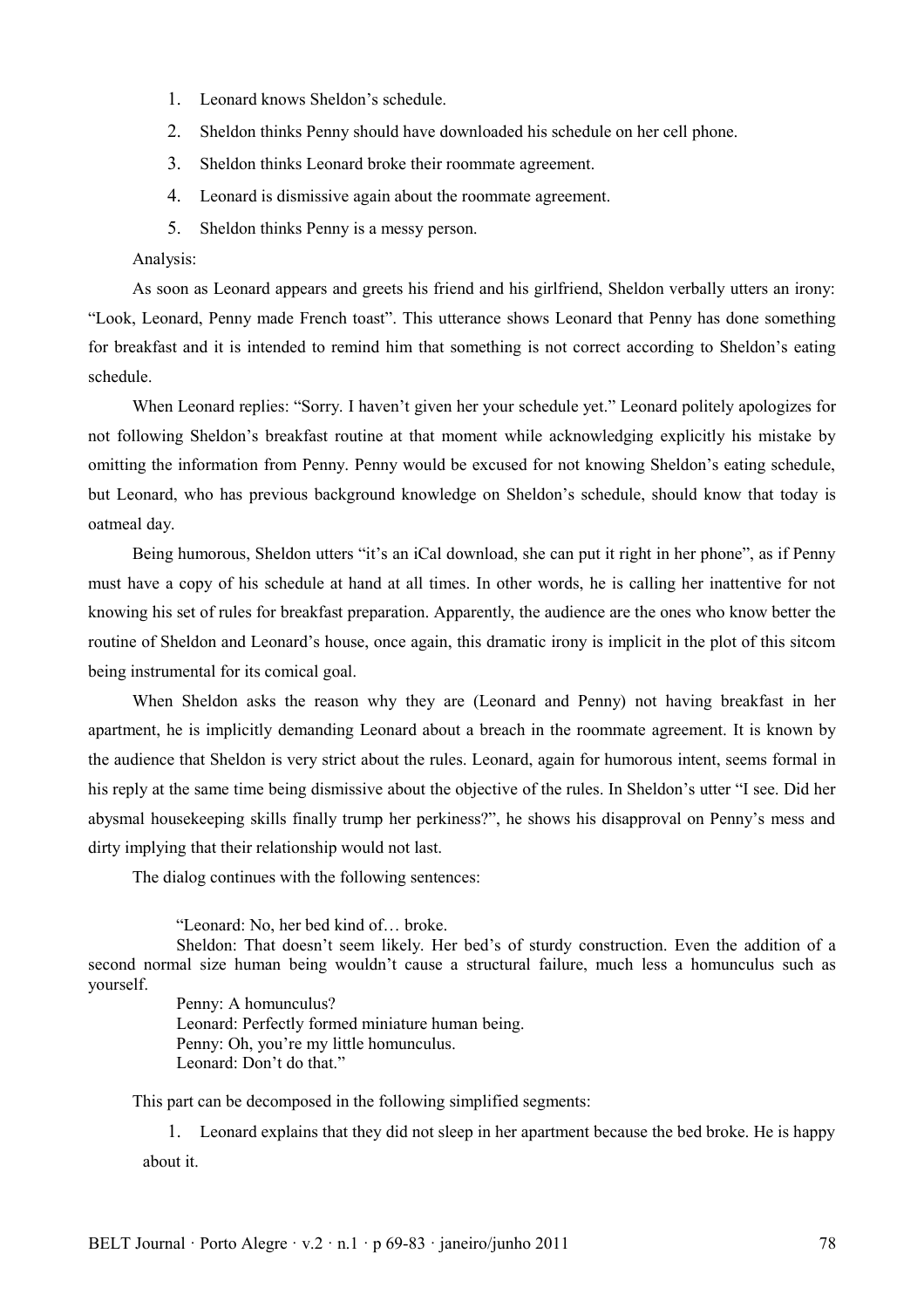1. Leonard knows Sheldon's schedule.
2. Sheldon thinks Penny should have downloaded his schedule on her cell phone.
3. Sheldon thinks Leonard broke their roommate agreement.
4. Leonard is dismissive again about the roommate agreement.
5. Sheldon thinks Penny is a messy person.

Analysis:

As soon as Leonard appears and greets his friend and his girlfriend, Sheldon verbally utters an irony: "Look, Leonard, Penny made French toast". This utterance shows Leonard that Penny has done something for breakfast and it is intended to remind him that something is not correct according to Sheldon's eating schedule.

When Leonard replies: "Sorry. I haven't given her your schedule yet." Leonard politely apologizes for not following Sheldon's breakfast routine at that moment while acknowledging explicitly his mistake by omitting the information from Penny. Penny would be excused for not knowing Sheldon's eating schedule, but Leonard, who has previous background knowledge on Sheldon's schedule, should know that today is oatmeal day.

Being humorous, Sheldon utters "it's an iCal download, she can put it right in her phone", as if Penny must have a copy of his schedule at hand at all times. In other words, he is calling her inattentive for not knowing his set of rules for breakfast preparation. Apparently, the audience are the ones who know better the routine of Sheldon and Leonard's house, once again, this dramatic irony is implicit in the plot of this sitcom being instrumental for its comical goal.

When Sheldon asks the reason why they are (Leonard and Penny) not having breakfast in her apartment, he is implicitly demanding Leonard about a breach in the roommate agreement. It is known by the audience that Sheldon is very strict about the rules. Leonard, again for humorous intent, seems formal in his reply at the same time being dismissive about the objective of the rules. In Sheldon's utter "I see. Did her abysmal housekeeping skills finally trump her perkiness?", he shows his disapproval on Penny's mess and dirty implying that their relationship would not last.

The dialog continues with the following sentences:

> "Leonard: No, her bed kind of… broke.
>
> Sheldon: That doesn't seem likely. Her bed's of sturdy construction. Even the addition of a second normal size human being wouldn't cause a structural failure, much less a homunculus such as yourself.
>
> Penny: A homunculus?
>
> Leonard: Perfectly formed miniature human being.
>
> Penny: Oh, you're my little homunculus.
>
> Leonard: Don't do that."

This part can be decomposed in the following simplified segments:

1. Leonard explains that they did not sleep in her apartment because the bed broke. He is happy about it.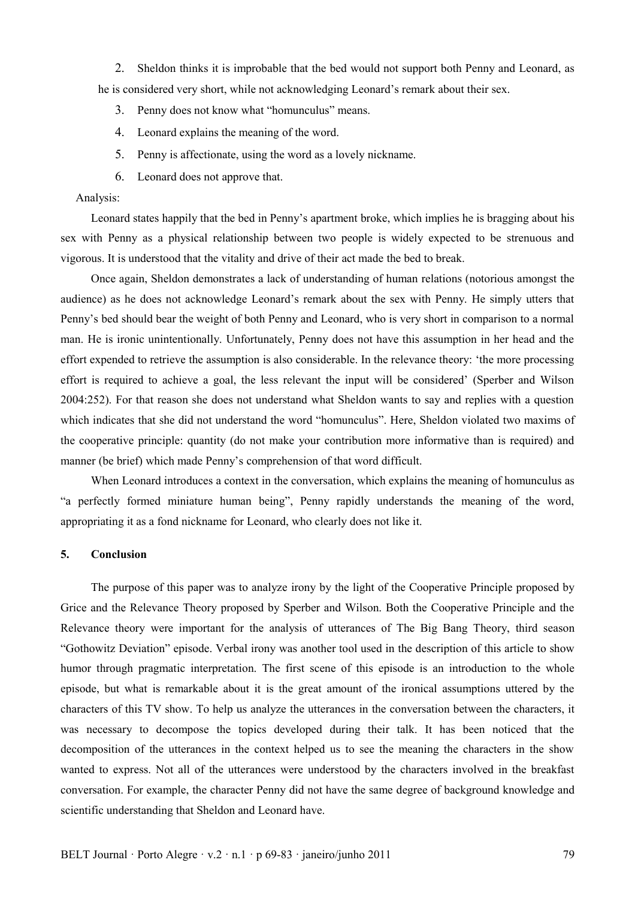2. Sheldon thinks it is improbable that the bed would not support both Penny and Leonard, as he is considered very short, while not acknowledging Leonard's remark about their sex.
3. Penny does not know what "homunculus" means.
4. Leonard explains the meaning of the word.
5. Penny is affectionate, using the word as a lovely nickname.
6. Leonard does not approve that.

Analysis:

Leonard states happily that the bed in Penny's apartment broke, which implies he is bragging about his sex with Penny as a physical relationship between two people is widely expected to be strenuous and vigorous. It is understood that the vitality and drive of their act made the bed to break.

Once again, Sheldon demonstrates a lack of understanding of human relations (notorious amongst the audience) as he does not acknowledge Leonard's remark about the sex with Penny. He simply utters that Penny's bed should bear the weight of both Penny and Leonard, who is very short in comparison to a normal man. He is ironic unintentionally. Unfortunately, Penny does not have this assumption in her head and the effort expended to retrieve the assumption is also considerable. In the relevance theory: 'the more processing effort is required to achieve a goal, the less relevant the input will be considered' (Sperber and Wilson 2004:252). For that reason she does not understand what Sheldon wants to say and replies with a question which indicates that she did not understand the word "homunculus". Here, Sheldon violated two maxims of the cooperative principle: quantity (do not make your contribution more informative than is required) and manner (be brief) which made Penny's comprehension of that word difficult.

When Leonard introduces a context in the conversation, which explains the meaning of homunculus as "a perfectly formed miniature human being", Penny rapidly understands the meaning of the word, appropriating it as a fond nickname for Leonard, who clearly does not like it.

## 5. Conclusion

The purpose of this paper was to analyze irony by the light of the Cooperative Principle proposed by Grice and the Relevance Theory proposed by Sperber and Wilson. Both the Cooperative Principle and the Relevance theory were important for the analysis of utterances of The Big Bang Theory, third season "Gothowitz Deviation" episode. Verbal irony was another tool used in the description of this article to show humor through pragmatic interpretation. The first scene of this episode is an introduction to the whole episode, but what is remarkable about it is the great amount of the ironical assumptions uttered by the characters of this TV show. To help us analyze the utterances in the conversation between the characters, it was necessary to decompose the topics developed during their talk. It has been noticed that the decomposition of the utterances in the context helped us to see the meaning the characters in the show wanted to express. Not all of the utterances were understood by the characters involved in the breakfast conversation. For example, the character Penny did not have the same degree of background knowledge and scientific understanding that Sheldon and Leonard have.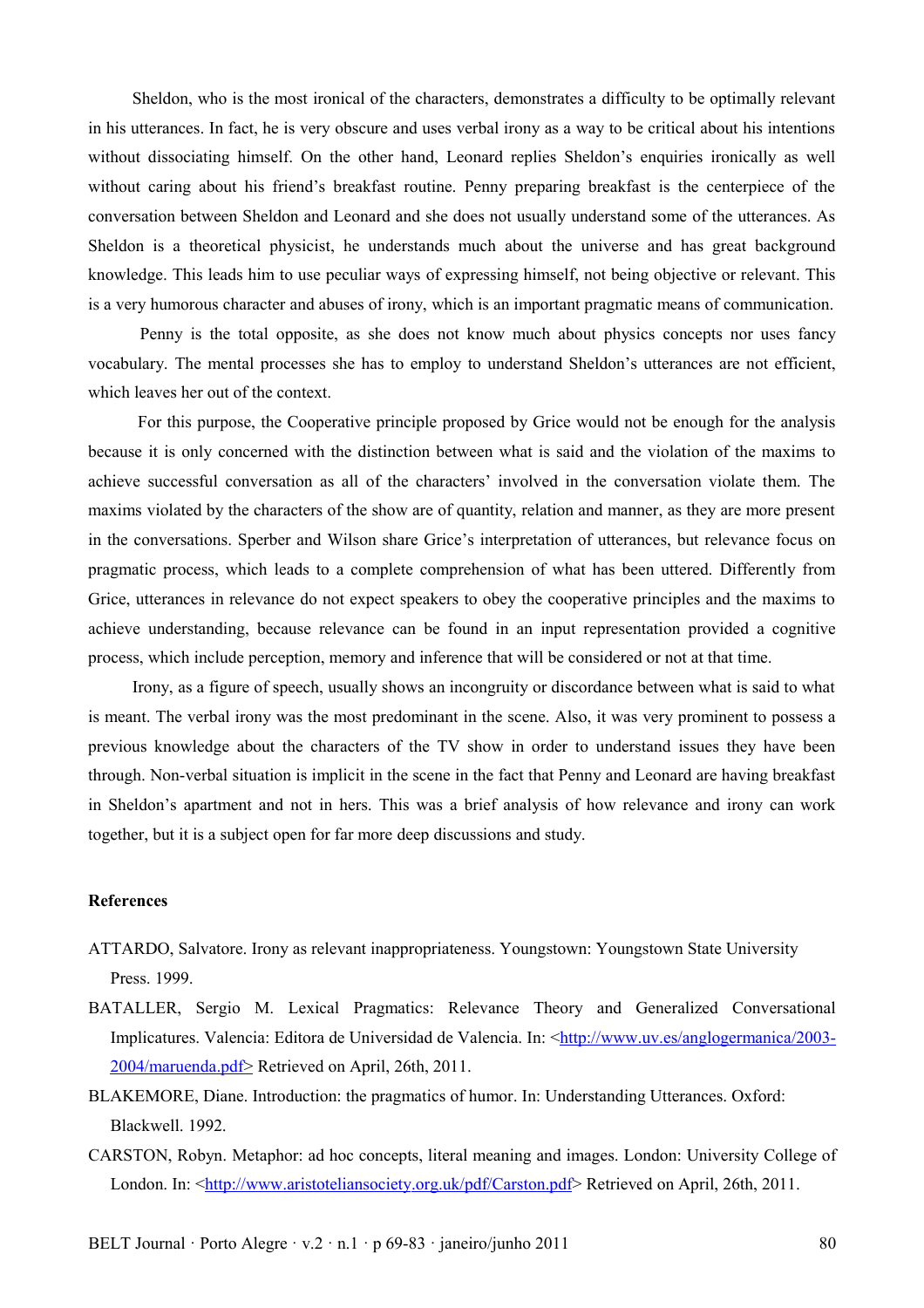Sheldon, who is the most ironical of the characters, demonstrates a difficulty to be optimally relevant in his utterances. In fact, he is very obscure and uses verbal irony as a way to be critical about his intentions without dissociating himself. On the other hand, Leonard replies Sheldon's enquiries ironically as well without caring about his friend's breakfast routine. Penny preparing breakfast is the centerpiece of the conversation between Sheldon and Leonard and she does not usually understand some of the utterances. As Sheldon is a theoretical physicist, he understands much about the universe and has great background knowledge. This leads him to use peculiar ways of expressing himself, not being objective or relevant. This is a very humorous character and abuses of irony, which is an important pragmatic means of communication.

Penny is the total opposite, as she does not know much about physics concepts nor uses fancy vocabulary. The mental processes she has to employ to understand Sheldon's utterances are not efficient, which leaves her out of the context.

For this purpose, the Cooperative principle proposed by Grice would not be enough for the analysis because it is only concerned with the distinction between what is said and the violation of the maxims to achieve successful conversation as all of the characters' involved in the conversation violate them. The maxims violated by the characters of the show are of quantity, relation and manner, as they are more present in the conversations. Sperber and Wilson share Grice's interpretation of utterances, but relevance focus on pragmatic process, which leads to a complete comprehension of what has been uttered. Differently from Grice, utterances in relevance do not expect speakers to obey the cooperative principles and the maxims to achieve understanding, because relevance can be found in an input representation provided a cognitive process, which include perception, memory and inference that will be considered or not at that time.

Irony, as a figure of speech, usually shows an incongruity or discordance between what is said to what is meant. The verbal irony was the most predominant in the scene. Also, it was very prominent to possess a previous knowledge about the characters of the TV show in order to understand issues they have been through. Non-verbal situation is implicit in the scene in the fact that Penny and Leonard are having breakfast in Sheldon's apartment and not in hers. This was a brief analysis of how relevance and irony can work together, but it is a subject open for far more deep discussions and study.

**References**

ATTARDO, Salvatore. Irony as relevant inappropriateness. Youngstown: Youngstown State University Press. 1999.

BATALLER, Sergio M. Lexical Pragmatics: Relevance Theory and Generalized Conversational Implicatures. Valencia: Editora de Universidad de Valencia. In: <http://www.uv.es/anglogermanica/2003-2004/maruenda.pdf> Retrieved on April, 26th, 2011.

BLAKEMORE, Diane. Introduction: the pragmatics of humor. In: Understanding Utterances. Oxford: Blackwell. 1992.

CARSTON, Robyn. Metaphor: ad hoc concepts, literal meaning and images. London: University College of London. In: <http://www.aristoteliansociety.org.uk/pdf/Carston.pdf> Retrieved on April, 26th, 2011.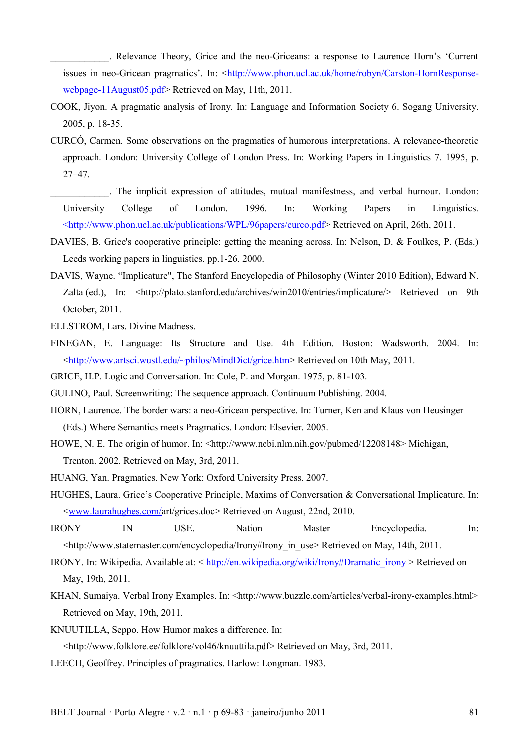____________. Relevance Theory, Grice and the neo-Griceans: a response to Laurence Horn's 'Current issues in neo-Gricean pragmatics'. In: <http://www.phon.ucl.ac.uk/home/robyn/Carston-HornResponse-webpage-11August05.pdf> Retrieved on May, 11th, 2011.

COOK, Jiyon. A pragmatic analysis of Irony. In: Language and Information Society 6. Sogang University. 2005, p. 18-35.

CURCÓ, Carmen. Some observations on the pragmatics of humorous interpretations. A relevance-theoretic approach. London: University College of London Press. In: Working Papers in Linguistics 7. 1995, p. 27–47.

____________. The implicit expression of attitudes, mutual manifestness, and verbal humour. London: University College of London. 1996. In: Working Papers in Linguistics. <http://www.phon.ucl.ac.uk/publications/WPL/96papers/curco.pdf> Retrieved on April, 26th, 2011.

DAVIES, B. Grice's cooperative principle: getting the meaning across. In: Nelson, D. & Foulkes, P. (Eds.) Leeds working papers in linguistics. pp.1-26. 2000.

DAVIS, Wayne. "Implicature", The Stanford Encyclopedia of Philosophy (Winter 2010 Edition), Edward N. Zalta (ed.), In: <http://plato.stanford.edu/archives/win2010/entries/implicature/> Retrieved on 9th October, 2011.

ELLSTROM, Lars. Divine Madness.

FINEGAN, E. Language: Its Structure and Use. 4th Edition. Boston: Wadsworth. 2004. In: <http://www.artsci.wustl.edu/~philos/MindDict/grice.htm> Retrieved on 10th May, 2011.

GRICE, H.P. Logic and Conversation. In: Cole, P. and Morgan. 1975, p. 81-103.

GULINO, Paul. Screenwriting: The sequence approach. Continuum Publishing. 2004.

HORN, Laurence. The border wars: a neo-Gricean perspective. In: Turner, Ken and Klaus von Heusinger (Eds.) Where Semantics meets Pragmatics. London: Elsevier. 2005.

HOWE, N. E. The origin of humor. In: <http://www.ncbi.nlm.nih.gov/pubmed/12208148> Michigan, Trenton. 2002. Retrieved on May, 3rd, 2011.

HUANG, Yan. Pragmatics. New York: Oxford University Press. 2007.

HUGHES, Laura. Grice's Cooperative Principle, Maxims of Conversation & Conversational Implicature. In: <www.laurahughes.com/art/grices.doc> Retrieved on August, 22nd, 2010.

IRONY IN USE. Nation Master Encyclopedia. In: <http://www.statemaster.com/encyclopedia/Irony#Irony_in_use> Retrieved on May, 14th, 2011.

IRONY. In: Wikipedia. Available at: < http://en.wikipedia.org/wiki/Irony#Dramatic_irony > Retrieved on May, 19th, 2011.

KHAN, Sumaiya. Verbal Irony Examples. In: <http://www.buzzle.com/articles/verbal-irony-examples.html> Retrieved on May, 19th, 2011.

KNUUTILLA, Seppo. How Humor makes a difference. In: <http://www.folklore.ee/folklore/vol46/knuuttila.pdf> Retrieved on May, 3rd, 2011.

LEECH, Geoffrey. Principles of pragmatics. Harlow: Longman. 1983.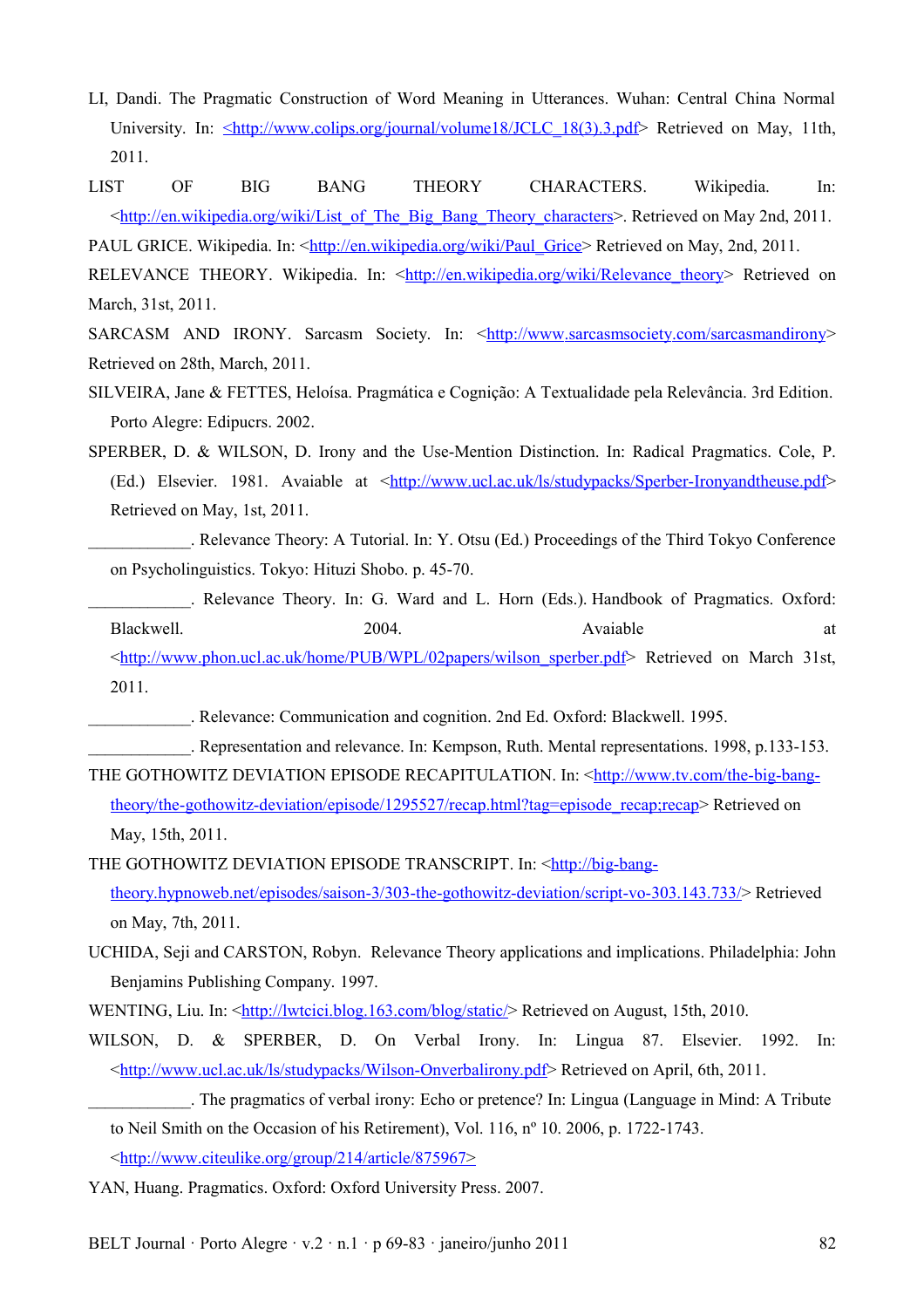LI, Dandi. The Pragmatic Construction of Word Meaning in Utterances. Wuhan: Central China Normal University. In: <http://www.colips.org/journal/volume18/JCLC_18(3).3.pdf> Retrieved on May, 11th, 2011.

LIST OF BIG BANG THEORY CHARACTERS. Wikipedia. In: <http://en.wikipedia.org/wiki/List_of_The_Big_Bang_Theory_characters>. Retrieved on May 2nd, 2011.

PAUL GRICE. Wikipedia. In: <http://en.wikipedia.org/wiki/Paul_Grice> Retrieved on May, 2nd, 2011.

RELEVANCE THEORY. Wikipedia. In: <http://en.wikipedia.org/wiki/Relevance_theory> Retrieved on March, 31st, 2011.

SARCASM AND IRONY. Sarcasm Society. In: <http://www.sarcasmsociety.com/sarcasmandirony> Retrieved on 28th, March, 2011.

SILVEIRA, Jane & FETTES, Heloísa. Pragmática e Cognição: A Textualidade pela Relevância. 3rd Edition. Porto Alegre: Edipucrs. 2002.

SPERBER, D. & WILSON, D. Irony and the Use-Mention Distinction. In: Radical Pragmatics. Cole, P. (Ed.) Elsevier. 1981. Avaiable at <http://www.ucl.ac.uk/ls/studypacks/Sperber-Ironyandtheuse.pdf> Retrieved on May, 1st, 2011.

____________. Relevance Theory: A Tutorial. In: Y. Otsu (Ed.) Proceedings of the Third Tokyo Conference on Psycholinguistics. Tokyo: Hituzi Shobo. p. 45-70.

____________. Relevance Theory. In: G. Ward and L. Horn (Eds.). Handbook of Pragmatics. Oxford: Blackwell. 2004. Avaiable at <http://www.phon.ucl.ac.uk/home/PUB/WPL/02papers/wilson_sperber.pdf> Retrieved on March 31st, 2011.

____________. Relevance: Communication and cognition. 2nd Ed. Oxford: Blackwell. 1995.

____________. Representation and relevance. In: Kempson, Ruth. Mental representations. 1998, p.133-153.

THE GOTHOWITZ DEVIATION EPISODE RECAPITULATION. In: <http://www.tv.com/the-big-bang-theory/the-gothowitz-deviation/episode/1295527/recap.html?tag=episode_recap;recap> Retrieved on May, 15th, 2011.

THE GOTHOWITZ DEVIATION EPISODE TRANSCRIPT. In: <http://big-bang-theory.hypnoweb.net/episodes/saison-3/303-the-gothowitz-deviation/script-vo-303.143.733/> Retrieved on May, 7th, 2011.

UCHIDA, Seji and CARSTON, Robyn. Relevance Theory applications and implications. Philadelphia: John Benjamins Publishing Company. 1997.

WENTING, Liu. In: <http://lwtcici.blog.163.com/blog/static/> Retrieved on August, 15th, 2010.

WILSON, D. & SPERBER, D. On Verbal Irony. In: Lingua 87. Elsevier. 1992. In: <http://www.ucl.ac.uk/ls/studypacks/Wilson-Onverbalirony.pdf> Retrieved on April, 6th, 2011.

____________. The pragmatics of verbal irony: Echo or pretence? In: Lingua (Language in Mind: A Tribute to Neil Smith on the Occasion of his Retirement), Vol. 116, nº 10. 2006, p. 1722-1743. <http://www.citeulike.org/group/214/article/875967>

YAN, Huang. Pragmatics. Oxford: Oxford University Press. 2007.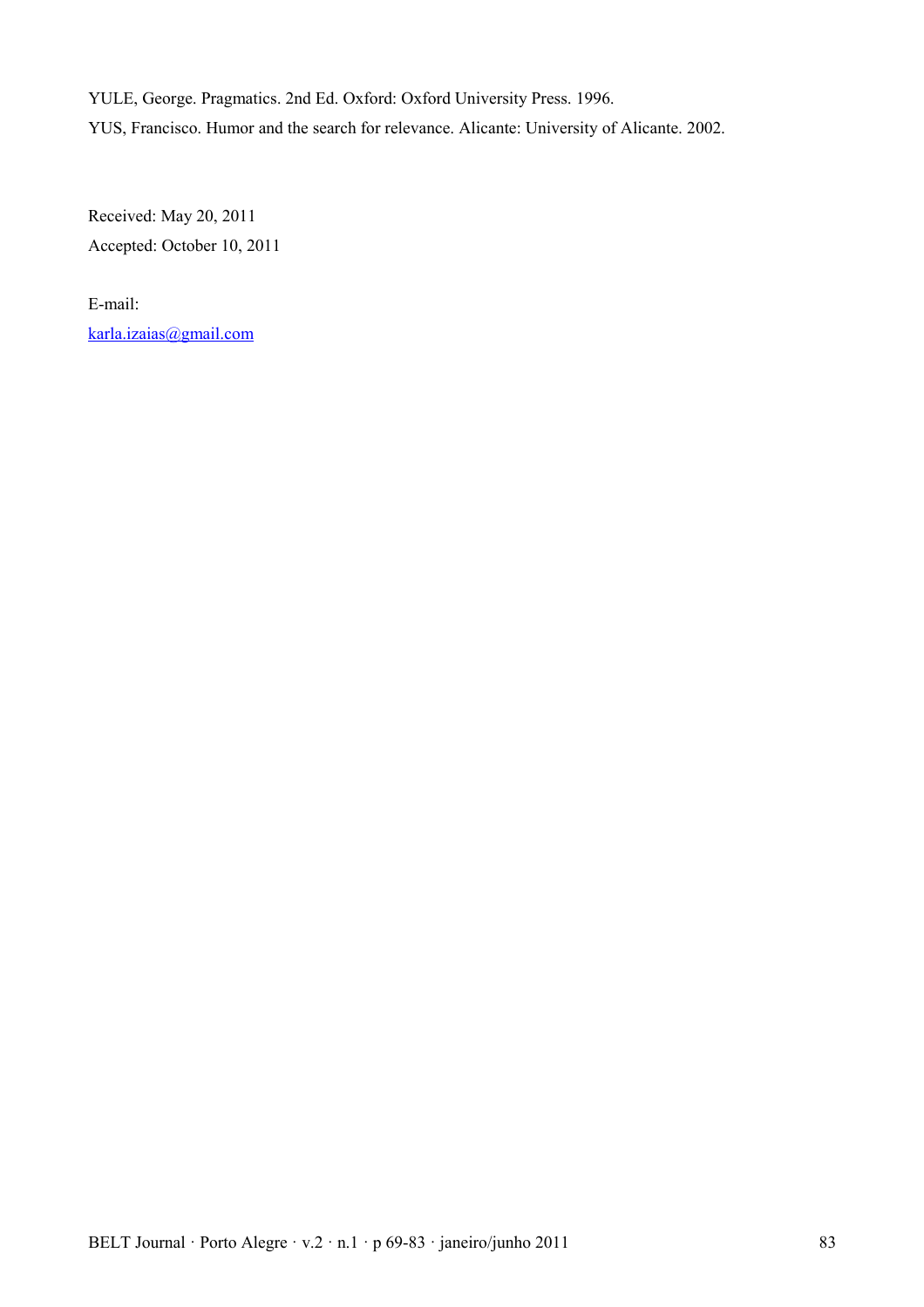YULE, George. Pragmatics. 2nd Ed. Oxford: Oxford University Press. 1996.

YUS, Francisco. Humor and the search for relevance. Alicante: University of Alicante. 2002.

Received: May 20, 2011

Accepted: October 10, 2011

E-mail:

karla.izaias@gmail.com